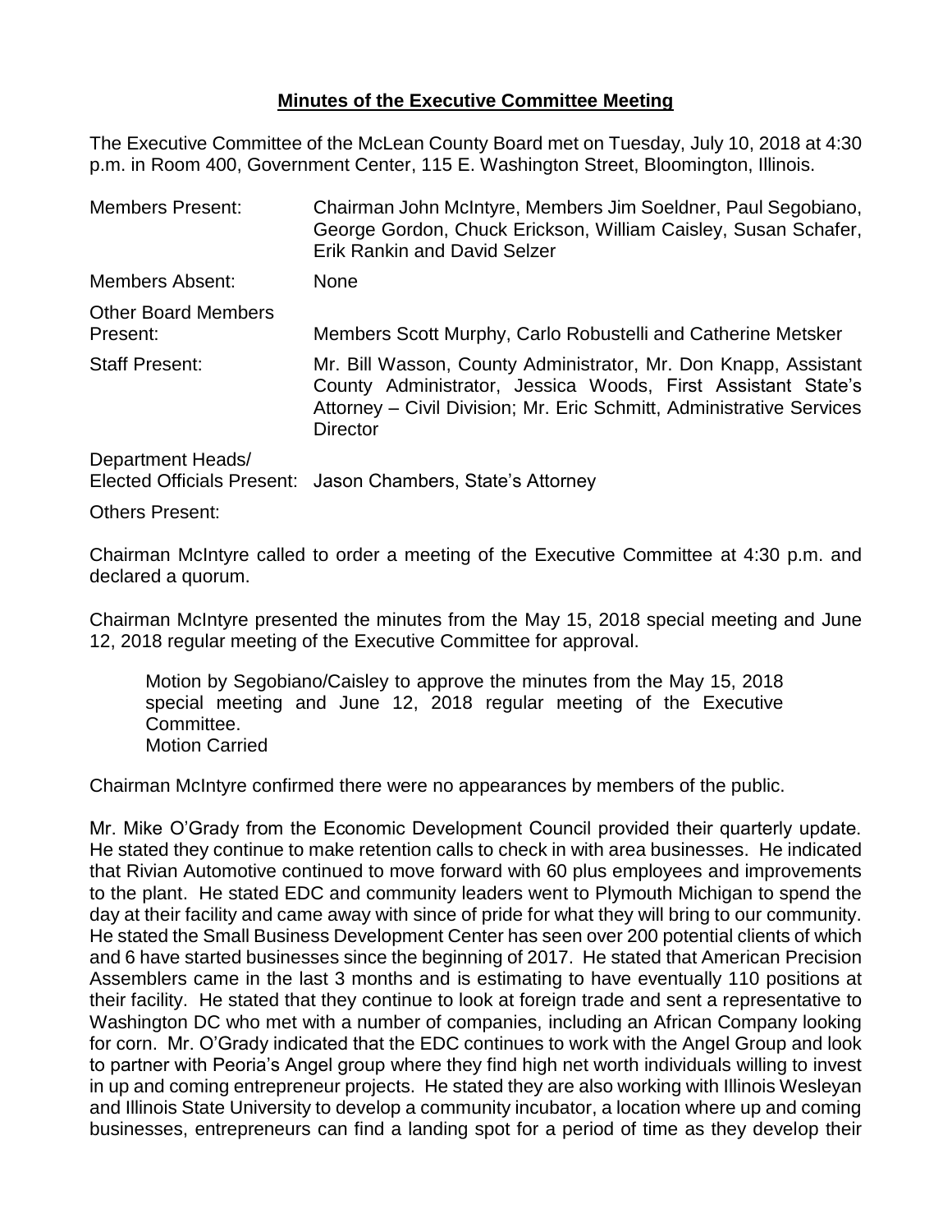# **Minutes of the Executive Committee Meeting**

The Executive Committee of the McLean County Board met on Tuesday, July 10, 2018 at 4:30 p.m. in Room 400, Government Center, 115 E. Washington Street, Bloomington, Illinois.

| | |
|---|---|
| Members Present: | Chairman John McIntyre, Members Jim Soeldner, Paul Segobiano, George Gordon, Chuck Erickson, William Caisley, Susan Schafer, Erik Rankin and David Selzer |
| Members Absent: | None |
| Other Board Members Present: | Members Scott Murphy, Carlo Robustelli and Catherine Metsker |
| Staff Present: | Mr. Bill Wasson, County Administrator, Mr. Don Knapp, Assistant County Administrator, Jessica Woods, First Assistant State's Attorney – Civil Division; Mr. Eric Schmitt, Administrative Services Director |
| Department Heads/ Elected Officials Present: | Jason Chambers, State's Attorney |
| Others Present: | |

Chairman McIntyre called to order a meeting of the Executive Committee at 4:30 p.m. and declared a quorum.

Chairman McIntyre presented the minutes from the May 15, 2018 special meeting and June 12, 2018 regular meeting of the Executive Committee for approval.

> Motion by Segobiano/Caisley to approve the minutes from the May 15, 2018 special meeting and June 12, 2018 regular meeting of the Executive Committee.
> Motion Carried

Chairman McIntyre confirmed there were no appearances by members of the public.

Mr. Mike O'Grady from the Economic Development Council provided their quarterly update. He stated they continue to make retention calls to check in with area businesses. He indicated that Rivian Automotive continued to move forward with 60 plus employees and improvements to the plant. He stated EDC and community leaders went to Plymouth Michigan to spend the day at their facility and came away with since of pride for what they will bring to our community. He stated the Small Business Development Center has seen over 200 potential clients of which and 6 have started businesses since the beginning of 2017. He stated that American Precision Assemblers came in the last 3 months and is estimating to have eventually 110 positions at their facility. He stated that they continue to look at foreign trade and sent a representative to Washington DC who met with a number of companies, including an African Company looking for corn. Mr. O'Grady indicated that the EDC continues to work with the Angel Group and look to partner with Peoria's Angel group where they find high net worth individuals willing to invest in up and coming entrepreneur projects. He stated they are also working with Illinois Wesleyan and Illinois State University to develop a community incubator, a location where up and coming businesses, entrepreneurs can find a landing spot for a period of time as they develop their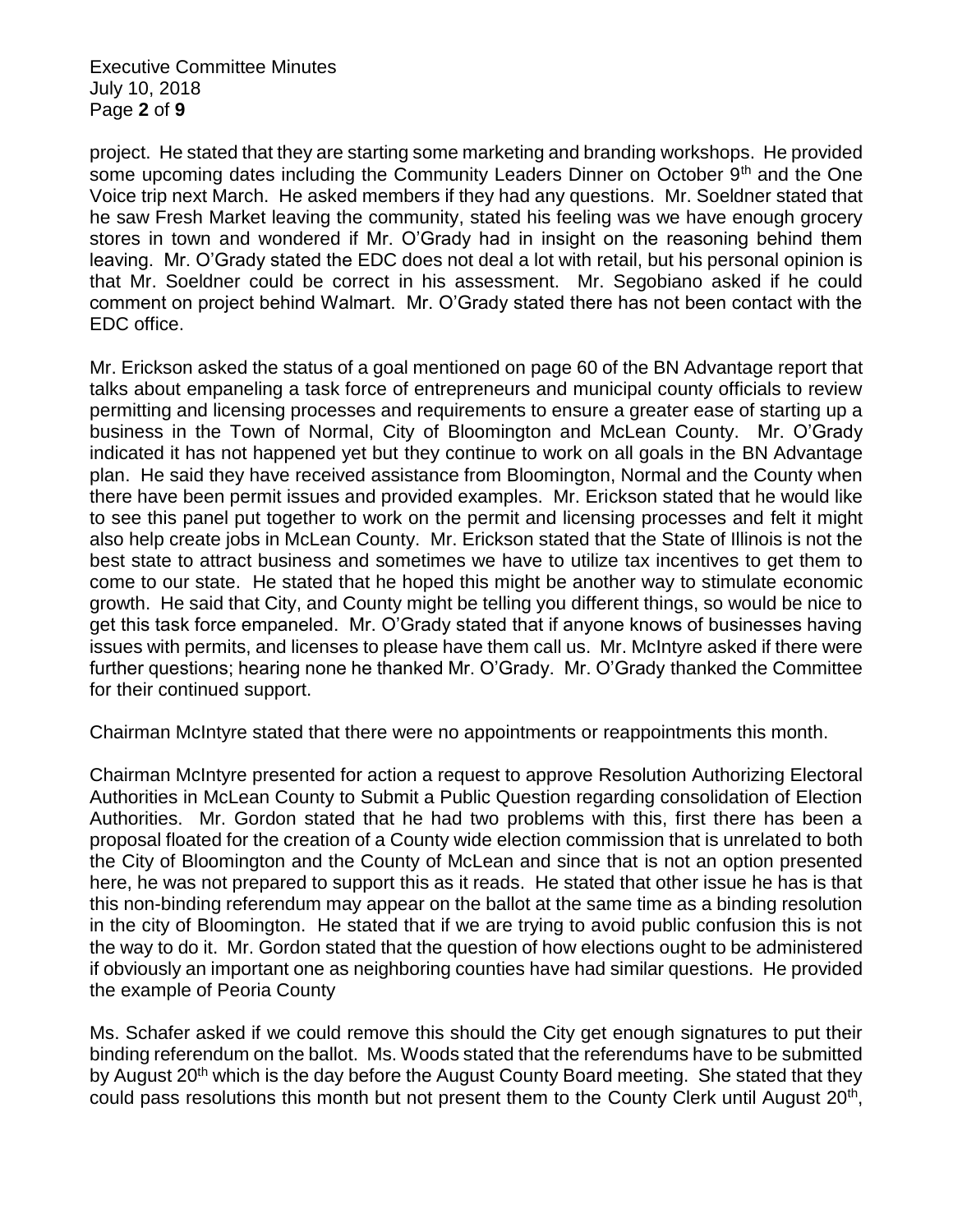project. He stated that they are starting some marketing and branding workshops. He provided some upcoming dates including the Community Leaders Dinner on October 9th and the One Voice trip next March. He asked members if they had any questions. Mr. Soeldner stated that he saw Fresh Market leaving the community, stated his feeling was we have enough grocery stores in town and wondered if Mr. O'Grady had in insight on the reasoning behind them leaving. Mr. O'Grady stated the EDC does not deal a lot with retail, but his personal opinion is that Mr. Soeldner could be correct in his assessment. Mr. Segobiano asked if he could comment on project behind Walmart. Mr. O'Grady stated there has not been contact with the EDC office.

Mr. Erickson asked the status of a goal mentioned on page 60 of the BN Advantage report that talks about empaneling a task force of entrepreneurs and municipal county officials to review permitting and licensing processes and requirements to ensure a greater ease of starting up a business in the Town of Normal, City of Bloomington and McLean County. Mr. O'Grady indicated it has not happened yet but they continue to work on all goals in the BN Advantage plan. He said they have received assistance from Bloomington, Normal and the County when there have been permit issues and provided examples. Mr. Erickson stated that he would like to see this panel put together to work on the permit and licensing processes and felt it might also help create jobs in McLean County. Mr. Erickson stated that the State of Illinois is not the best state to attract business and sometimes we have to utilize tax incentives to get them to come to our state. He stated that he hoped this might be another way to stimulate economic growth. He said that City, and County might be telling you different things, so would be nice to get this task force empaneled. Mr. O'Grady stated that if anyone knows of businesses having issues with permits, and licenses to please have them call us. Mr. McIntyre asked if there were further questions; hearing none he thanked Mr. O'Grady. Mr. O'Grady thanked the Committee for their continued support.

Chairman McIntyre stated that there were no appointments or reappointments this month.

Chairman McIntyre presented for action a request to approve Resolution Authorizing Electoral Authorities in McLean County to Submit a Public Question regarding consolidation of Election Authorities. Mr. Gordon stated that he had two problems with this, first there has been a proposal floated for the creation of a County wide election commission that is unrelated to both the City of Bloomington and the County of McLean and since that is not an option presented here, he was not prepared to support this as it reads. He stated that other issue he has is that this non-binding referendum may appear on the ballot at the same time as a binding resolution in the city of Bloomington. He stated that if we are trying to avoid public confusion this is not the way to do it. Mr. Gordon stated that the question of how elections ought to be administered if obviously an important one as neighboring counties have had similar questions. He provided the example of Peoria County

Ms. Schafer asked if we could remove this should the City get enough signatures to put their binding referendum on the ballot. Ms. Woods stated that the referendums have to be submitted by August 20th which is the day before the August County Board meeting. She stated that they could pass resolutions this month but not present them to the County Clerk until August 20th,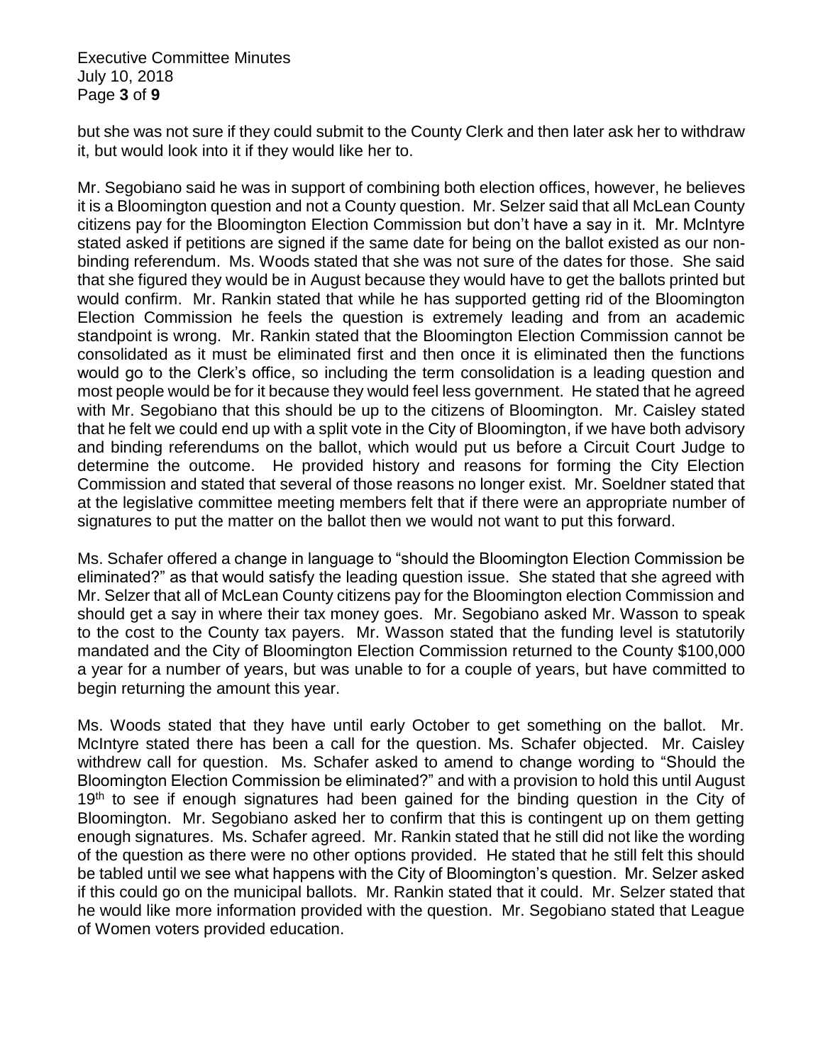but she was not sure if they could submit to the County Clerk and then later ask her to withdraw it, but would look into it if they would like her to.

Mr. Segobiano said he was in support of combining both election offices, however, he believes it is a Bloomington question and not a County question. Mr. Selzer said that all McLean County citizens pay for the Bloomington Election Commission but don't have a say in it. Mr. McIntyre stated asked if petitions are signed if the same date for being on the ballot existed as our non-binding referendum. Ms. Woods stated that she was not sure of the dates for those. She said that she figured they would be in August because they would have to get the ballots printed but would confirm. Mr. Rankin stated that while he has supported getting rid of the Bloomington Election Commission he feels the question is extremely leading and from an academic standpoint is wrong. Mr. Rankin stated that the Bloomington Election Commission cannot be consolidated as it must be eliminated first and then once it is eliminated then the functions would go to the Clerk's office, so including the term consolidation is a leading question and most people would be for it because they would feel less government. He stated that he agreed with Mr. Segobiano that this should be up to the citizens of Bloomington. Mr. Caisley stated that he felt we could end up with a split vote in the City of Bloomington, if we have both advisory and binding referendums on the ballot, which would put us before a Circuit Court Judge to determine the outcome. He provided history and reasons for forming the City Election Commission and stated that several of those reasons no longer exist. Mr. Soeldner stated that at the legislative committee meeting members felt that if there were an appropriate number of signatures to put the matter on the ballot then we would not want to put this forward.

Ms. Schafer offered a change in language to "should the Bloomington Election Commission be eliminated?" as that would satisfy the leading question issue. She stated that she agreed with Mr. Selzer that all of McLean County citizens pay for the Bloomington election Commission and should get a say in where their tax money goes. Mr. Segobiano asked Mr. Wasson to speak to the cost to the County tax payers. Mr. Wasson stated that the funding level is statutorily mandated and the City of Bloomington Election Commission returned to the County $100,000 a year for a number of years, but was unable to for a couple of years, but have committed to begin returning the amount this year.

Ms. Woods stated that they have until early October to get something on the ballot. Mr. McIntyre stated there has been a call for the question. Ms. Schafer objected. Mr. Caisley withdrew call for question. Ms. Schafer asked to amend to change wording to "Should the Bloomington Election Commission be eliminated?" and with a provision to hold this until August 19th to see if enough signatures had been gained for the binding question in the City of Bloomington. Mr. Segobiano asked her to confirm that this is contingent up on them getting enough signatures. Ms. Schafer agreed. Mr. Rankin stated that he still did not like the wording of the question as there were no other options provided. He stated that he still felt this should be tabled until we see what happens with the City of Bloomington's question. Mr. Selzer asked if this could go on the municipal ballots. Mr. Rankin stated that it could. Mr. Selzer stated that he would like more information provided with the question. Mr. Segobiano stated that League of Women voters provided education.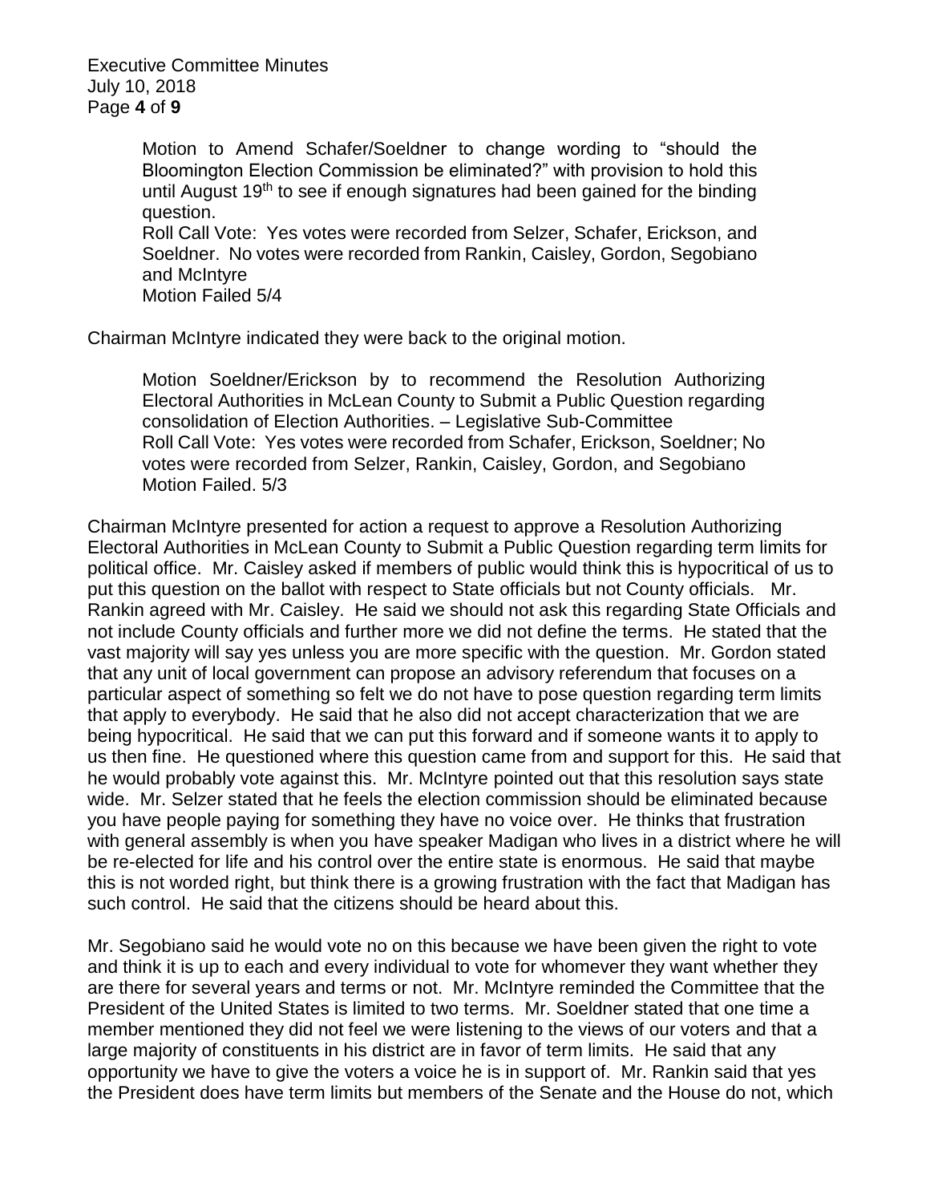Motion to Amend Schafer/Soeldner to change wording to "should the Bloomington Election Commission be eliminated?" with provision to hold this until August 19th to see if enough signatures had been gained for the binding question.
Roll Call Vote: Yes votes were recorded from Selzer, Schafer, Erickson, and Soeldner. No votes were recorded from Rankin, Caisley, Gordon, Segobiano and McIntyre
Motion Failed 5/4

Chairman McIntyre indicated they were back to the original motion.

Motion Soeldner/Erickson by to recommend the Resolution Authorizing Electoral Authorities in McLean County to Submit a Public Question regarding consolidation of Election Authorities. – Legislative Sub-Committee
Roll Call Vote: Yes votes were recorded from Schafer, Erickson, Soeldner; No votes were recorded from Selzer, Rankin, Caisley, Gordon, and Segobiano
Motion Failed. 5/3

Chairman McIntyre presented for action a request to approve a Resolution Authorizing Electoral Authorities in McLean County to Submit a Public Question regarding term limits for political office. Mr. Caisley asked if members of public would think this is hypocritical of us to put this question on the ballot with respect to State officials but not County officials. Mr. Rankin agreed with Mr. Caisley. He said we should not ask this regarding State Officials and not include County officials and further more we did not define the terms. He stated that the vast majority will say yes unless you are more specific with the question. Mr. Gordon stated that any unit of local government can propose an advisory referendum that focuses on a particular aspect of something so felt we do not have to pose question regarding term limits that apply to everybody. He said that he also did not accept characterization that we are being hypocritical. He said that we can put this forward and if someone wants it to apply to us then fine. He questioned where this question came from and support for this. He said that he would probably vote against this. Mr. McIntyre pointed out that this resolution says state wide. Mr. Selzer stated that he feels the election commission should be eliminated because you have people paying for something they have no voice over. He thinks that frustration with general assembly is when you have speaker Madigan who lives in a district where he will be re-elected for life and his control over the entire state is enormous. He said that maybe this is not worded right, but think there is a growing frustration with the fact that Madigan has such control. He said that the citizens should be heard about this.

Mr. Segobiano said he would vote no on this because we have been given the right to vote and think it is up to each and every individual to vote for whomever they want whether they are there for several years and terms or not. Mr. McIntyre reminded the Committee that the President of the United States is limited to two terms. Mr. Soeldner stated that one time a member mentioned they did not feel we were listening to the views of our voters and that a large majority of constituents in his district are in favor of term limits. He said that any opportunity we have to give the voters a voice he is in support of. Mr. Rankin said that yes the President does have term limits but members of the Senate and the House do not, which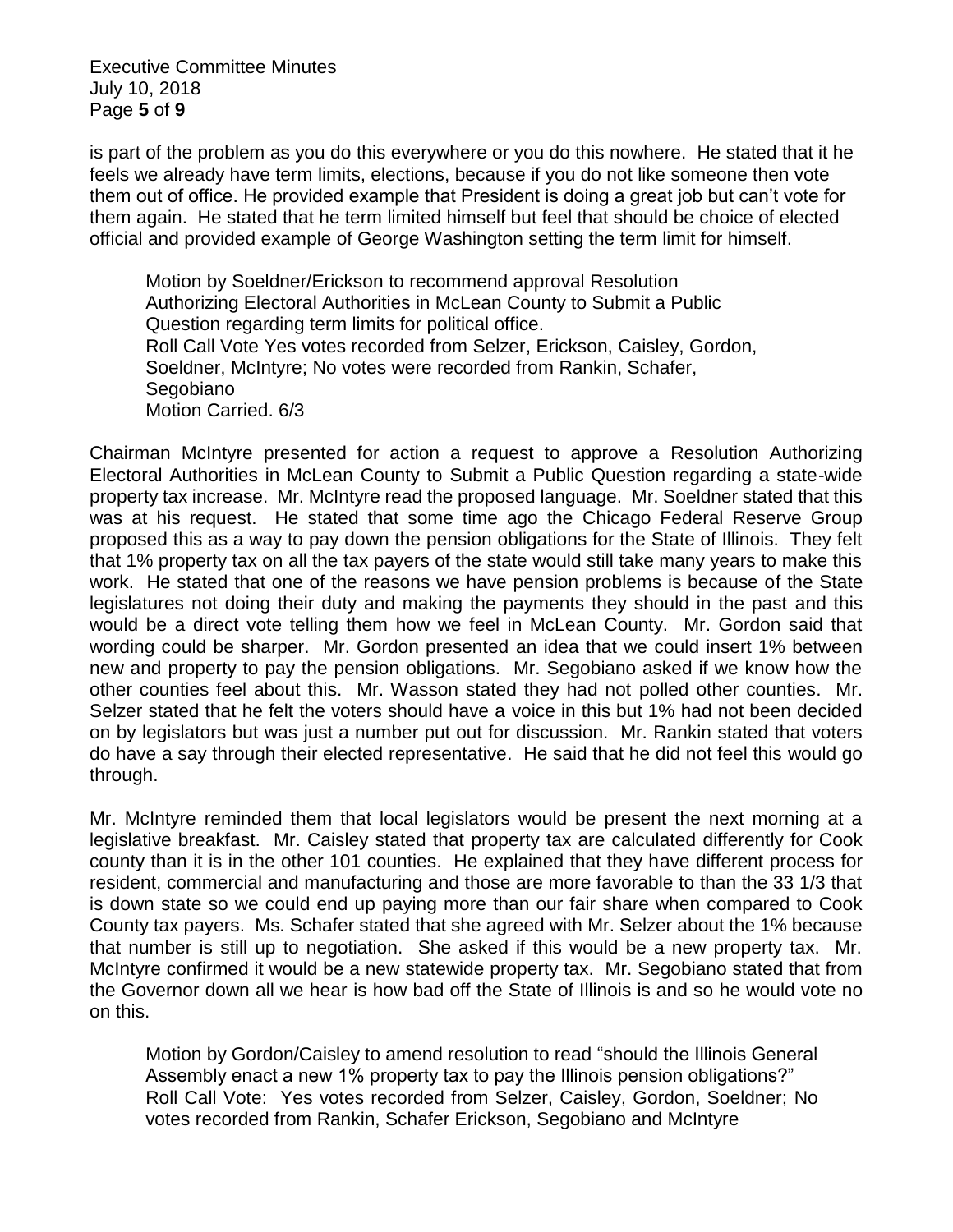is part of the problem as you do this everywhere or you do this nowhere. He stated that it he feels we already have term limits, elections, because if you do not like someone then vote them out of office. He provided example that President is doing a great job but can't vote for them again. He stated that he term limited himself but feel that should be choice of elected official and provided example of George Washington setting the term limit for himself.

> Motion by Soeldner/Erickson to recommend approval Resolution Authorizing Electoral Authorities in McLean County to Submit a Public Question regarding term limits for political office.
> Roll Call Vote Yes votes recorded from Selzer, Erickson, Caisley, Gordon, Soeldner, McIntyre; No votes were recorded from Rankin, Schafer, Segobiano
> Motion Carried. 6/3

Chairman McIntyre presented for action a request to approve a Resolution Authorizing Electoral Authorities in McLean County to Submit a Public Question regarding a state-wide property tax increase. Mr. McIntyre read the proposed language. Mr. Soeldner stated that this was at his request. He stated that some time ago the Chicago Federal Reserve Group proposed this as a way to pay down the pension obligations for the State of Illinois. They felt that 1% property tax on all the tax payers of the state would still take many years to make this work. He stated that one of the reasons we have pension problems is because of the State legislatures not doing their duty and making the payments they should in the past and this would be a direct vote telling them how we feel in McLean County. Mr. Gordon said that wording could be sharper. Mr. Gordon presented an idea that we could insert 1% between new and property to pay the pension obligations. Mr. Segobiano asked if we know how the other counties feel about this. Mr. Wasson stated they had not polled other counties. Mr. Selzer stated that he felt the voters should have a voice in this but 1% had not been decided on by legislators but was just a number put out for discussion. Mr. Rankin stated that voters do have a say through their elected representative. He said that he did not feel this would go through.

Mr. McIntyre reminded them that local legislators would be present the next morning at a legislative breakfast. Mr. Caisley stated that property tax are calculated differently for Cook county than it is in the other 101 counties. He explained that they have different process for resident, commercial and manufacturing and those are more favorable to than the 33 1/3 that is down state so we could end up paying more than our fair share when compared to Cook County tax payers. Ms. Schafer stated that she agreed with Mr. Selzer about the 1% because that number is still up to negotiation. She asked if this would be a new property tax. Mr. McIntyre confirmed it would be a new statewide property tax. Mr. Segobiano stated that from the Governor down all we hear is how bad off the State of Illinois is and so he would vote no on this.

> Motion by Gordon/Caisley to amend resolution to read "should the Illinois General Assembly enact a new 1% property tax to pay the Illinois pension obligations?"
> Roll Call Vote: Yes votes recorded from Selzer, Caisley, Gordon, Soeldner; No votes recorded from Rankin, Schafer Erickson, Segobiano and McIntyre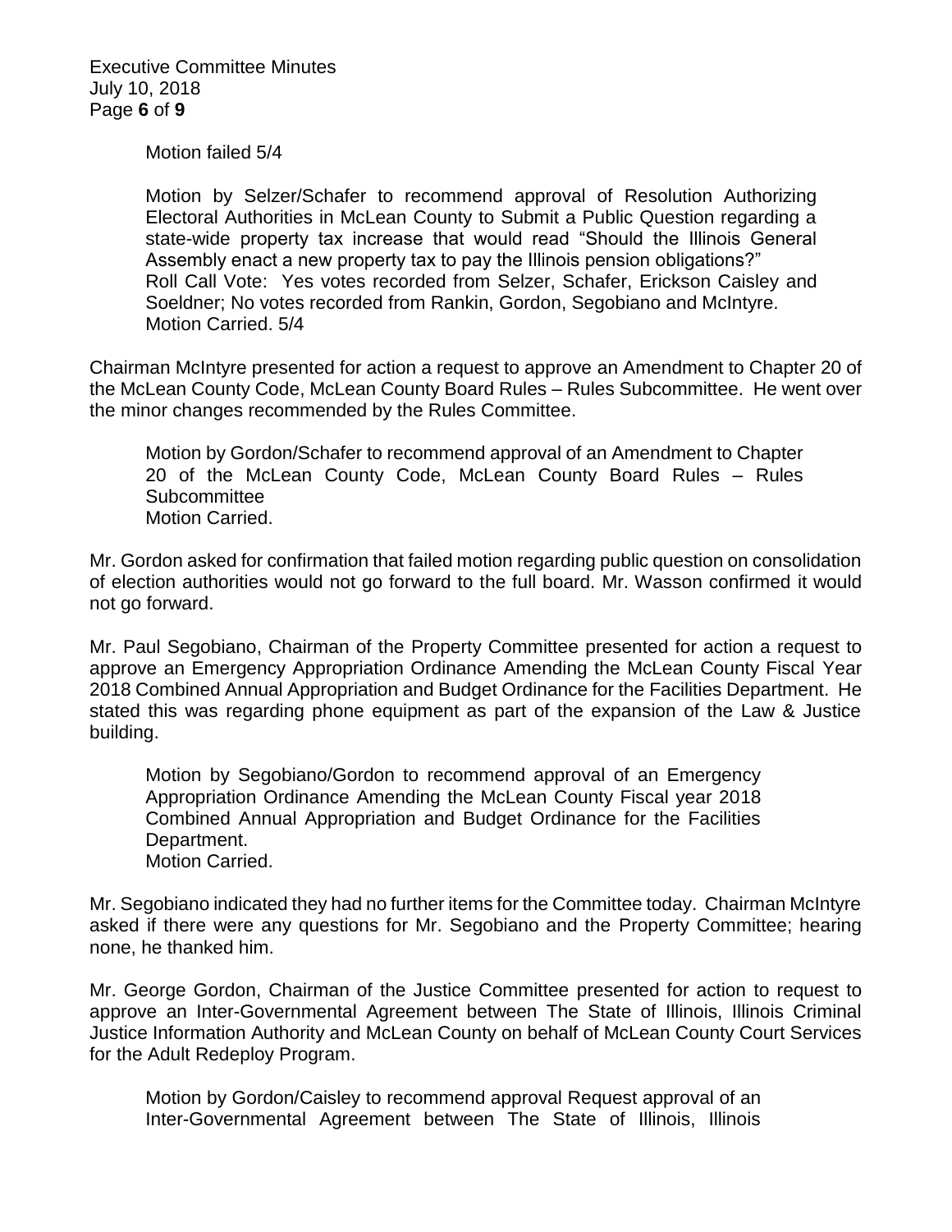Motion failed 5/4

Motion by Selzer/Schafer to recommend approval of Resolution Authorizing Electoral Authorities in McLean County to Submit a Public Question regarding a state-wide property tax increase that would read "Should the Illinois General Assembly enact a new property tax to pay the Illinois pension obligations?"
Roll Call Vote: Yes votes recorded from Selzer, Schafer, Erickson Caisley and Soeldner; No votes recorded from Rankin, Gordon, Segobiano and McIntyre.
Motion Carried. 5/4

Chairman McIntyre presented for action a request to approve an Amendment to Chapter 20 of the McLean County Code, McLean County Board Rules – Rules Subcommittee. He went over the minor changes recommended by the Rules Committee.

Motion by Gordon/Schafer to recommend approval of an Amendment to Chapter 20 of the McLean County Code, McLean County Board Rules – Rules Subcommittee
Motion Carried.

Mr. Gordon asked for confirmation that failed motion regarding public question on consolidation of election authorities would not go forward to the full board. Mr. Wasson confirmed it would not go forward.

Mr. Paul Segobiano, Chairman of the Property Committee presented for action a request to approve an Emergency Appropriation Ordinance Amending the McLean County Fiscal Year 2018 Combined Annual Appropriation and Budget Ordinance for the Facilities Department. He stated this was regarding phone equipment as part of the expansion of the Law & Justice building.

Motion by Segobiano/Gordon to recommend approval of an Emergency Appropriation Ordinance Amending the McLean County Fiscal year 2018 Combined Annual Appropriation and Budget Ordinance for the Facilities Department.
Motion Carried.

Mr. Segobiano indicated they had no further items for the Committee today. Chairman McIntyre asked if there were any questions for Mr. Segobiano and the Property Committee; hearing none, he thanked him.

Mr. George Gordon, Chairman of the Justice Committee presented for action to request to approve an Inter-Governmental Agreement between The State of Illinois, Illinois Criminal Justice Information Authority and McLean County on behalf of McLean County Court Services for the Adult Redeploy Program.

Motion by Gordon/Caisley to recommend approval Request approval of an Inter-Governmental Agreement between The State of Illinois, Illinois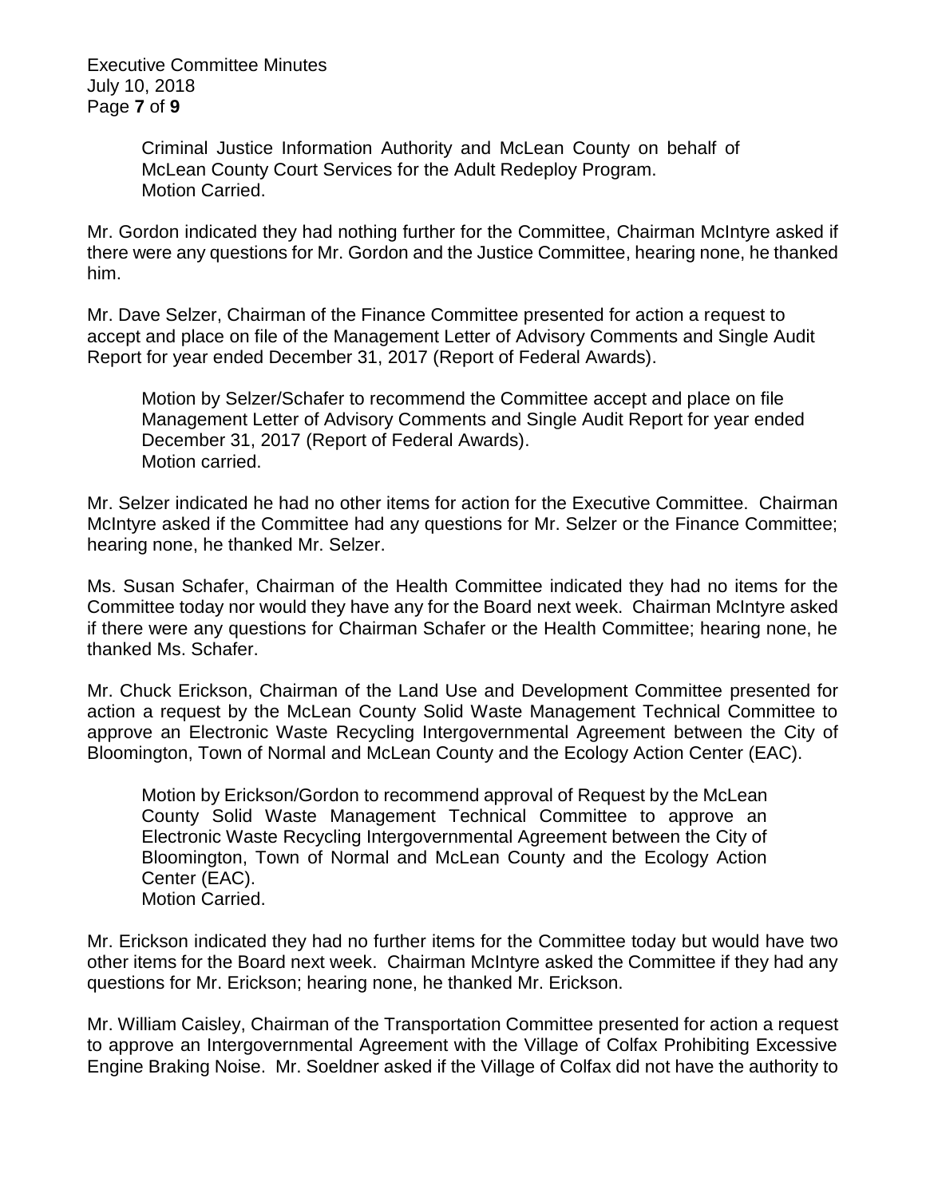Criminal Justice Information Authority and McLean County on behalf of McLean County Court Services for the Adult Redeploy Program.
Motion Carried.

Mr. Gordon indicated they had nothing further for the Committee, Chairman McIntyre asked if there were any questions for Mr. Gordon and the Justice Committee, hearing none, he thanked him.

Mr. Dave Selzer, Chairman of the Finance Committee presented for action a request to accept and place on file of the Management Letter of Advisory Comments and Single Audit Report for year ended December 31, 2017 (Report of Federal Awards).

> Motion by Selzer/Schafer to recommend the Committee accept and place on file Management Letter of Advisory Comments and Single Audit Report for year ended December 31, 2017 (Report of Federal Awards).
> Motion carried.

Mr. Selzer indicated he had no other items for action for the Executive Committee. Chairman McIntyre asked if the Committee had any questions for Mr. Selzer or the Finance Committee; hearing none, he thanked Mr. Selzer.

Ms. Susan Schafer, Chairman of the Health Committee indicated they had no items for the Committee today nor would they have any for the Board next week. Chairman McIntyre asked if there were any questions for Chairman Schafer or the Health Committee; hearing none, he thanked Ms. Schafer.

Mr. Chuck Erickson, Chairman of the Land Use and Development Committee presented for action a request by the McLean County Solid Waste Management Technical Committee to approve an Electronic Waste Recycling Intergovernmental Agreement between the City of Bloomington, Town of Normal and McLean County and the Ecology Action Center (EAC).

> Motion by Erickson/Gordon to recommend approval of Request by the McLean County Solid Waste Management Technical Committee to approve an Electronic Waste Recycling Intergovernmental Agreement between the City of Bloomington, Town of Normal and McLean County and the Ecology Action Center (EAC).
> Motion Carried.

Mr. Erickson indicated they had no further items for the Committee today but would have two other items for the Board next week. Chairman McIntyre asked the Committee if they had any questions for Mr. Erickson; hearing none, he thanked Mr. Erickson.

Mr. William Caisley, Chairman of the Transportation Committee presented for action a request to approve an Intergovernmental Agreement with the Village of Colfax Prohibiting Excessive Engine Braking Noise. Mr. Soeldner asked if the Village of Colfax did not have the authority to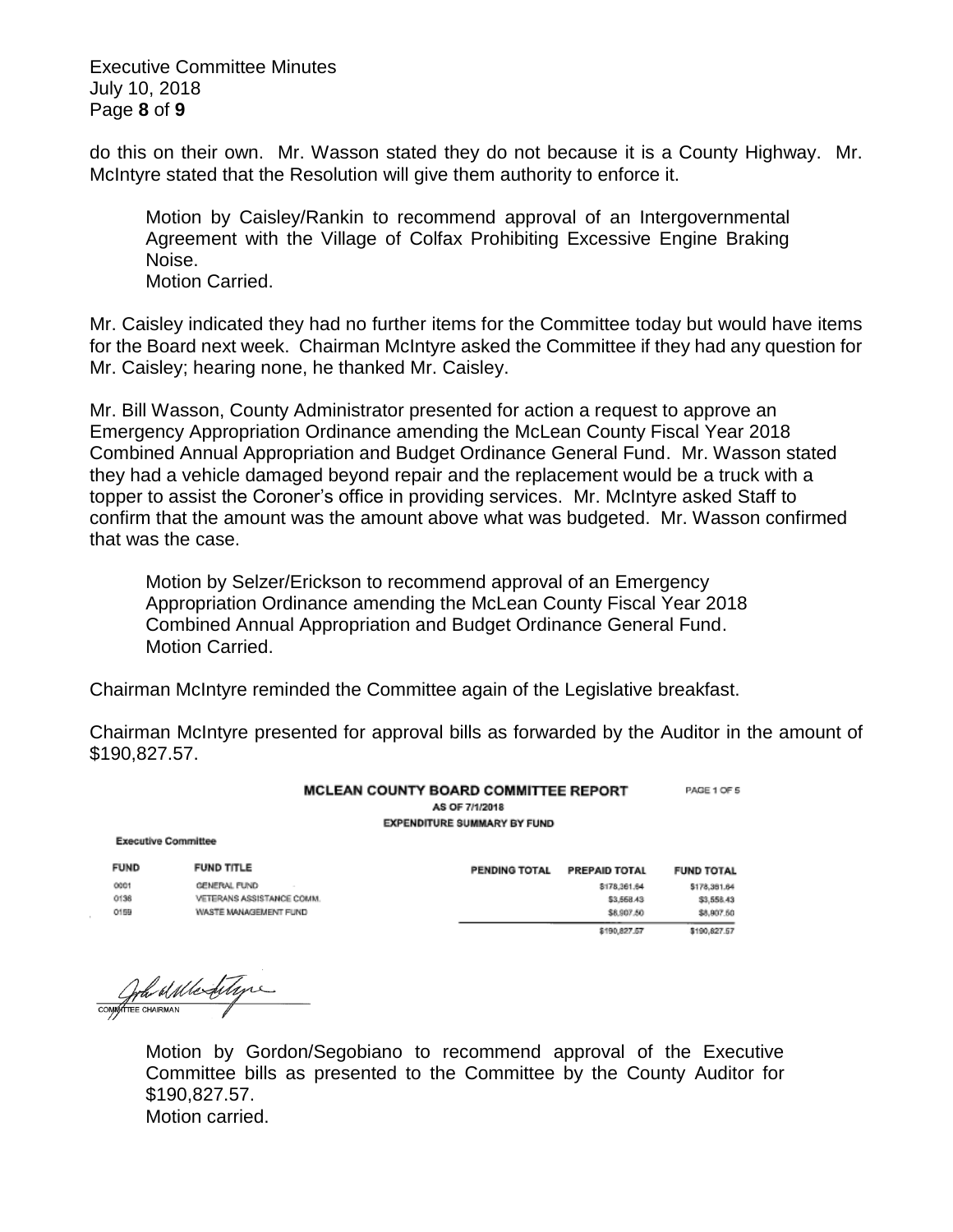do this on their own. Mr. Wasson stated they do not because it is a County Highway. Mr. McIntyre stated that the Resolution will give them authority to enforce it.

> Motion by Caisley/Rankin to recommend approval of an Intergovernmental Agreement with the Village of Colfax Prohibiting Excessive Engine Braking Noise.
> Motion Carried.

Mr. Caisley indicated they had no further items for the Committee today but would have items for the Board next week. Chairman McIntyre asked the Committee if they had any question for Mr. Caisley; hearing none, he thanked Mr. Caisley.

Mr. Bill Wasson, County Administrator presented for action a request to approve an Emergency Appropriation Ordinance amending the McLean County Fiscal Year 2018 Combined Annual Appropriation and Budget Ordinance General Fund. Mr. Wasson stated they had a vehicle damaged beyond repair and the replacement would be a truck with a topper to assist the Coroner's office in providing services. Mr. McIntyre asked Staff to confirm that the amount was the amount above what was budgeted. Mr. Wasson confirmed that was the case.

> Motion by Selzer/Erickson to recommend approval of an Emergency Appropriation Ordinance amending the McLean County Fiscal Year 2018 Combined Annual Appropriation and Budget Ordinance General Fund.
> Motion Carried.

Chairman McIntyre reminded the Committee again of the Legislative breakfast.

Chairman McIntyre presented for approval bills as forwarded by the Auditor in the amount of $190,827.57.

**MCLEAN COUNTY BOARD COMMITTEE REPORT**
AS OF 7/1/2018
EXPENDITURE SUMMARY BY FUND

PAGE 1 OF 5

Executive Committee

| FUND | FUND TITLE | PENDING TOTAL | PREPAID TOTAL | FUND TOTAL |
|---|---|---|---|---|
| 0001 | GENERAL FUND | | $178,361.64 | $178,361.64 |
| 0136 | VETERANS ASSISTANCE COMM. | | $3,558.43 | $3,558.43 |
| 0159 | WASTE MANAGEMENT FUND | | $8,907.50 | $8,907.50 |
| | | | $190,827.57 | $190,827.57 |

COMMITTEE CHAIRMAN

> Motion by Gordon/Segobiano to recommend approval of the Executive Committee bills as presented to the Committee by the County Auditor for $190,827.57.
> Motion carried.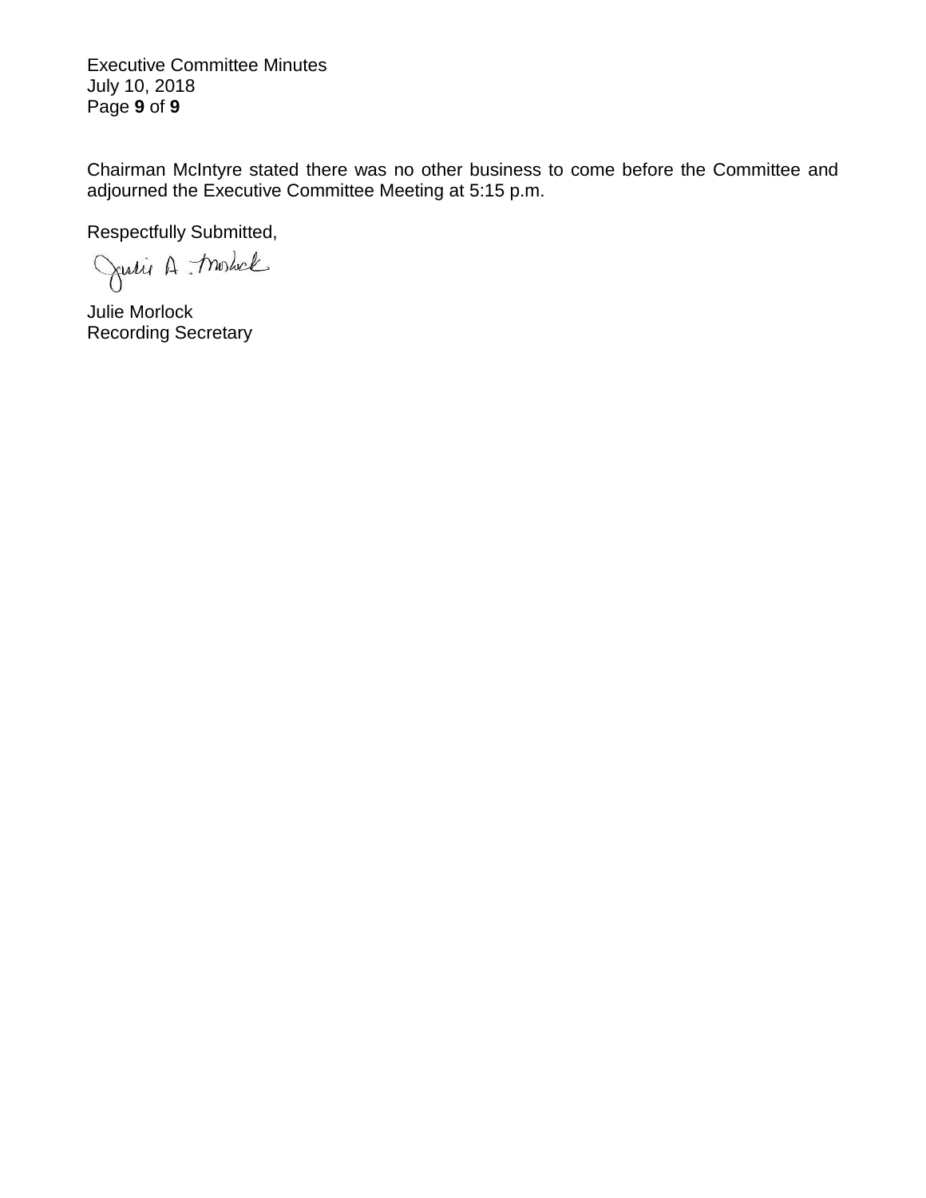Chairman McIntyre stated there was no other business to come before the Committee and adjourned the Executive Committee Meeting at 5:15 p.m.

Respectfully Submitted,

Julie A. Morlock

Julie Morlock
Recording Secretary